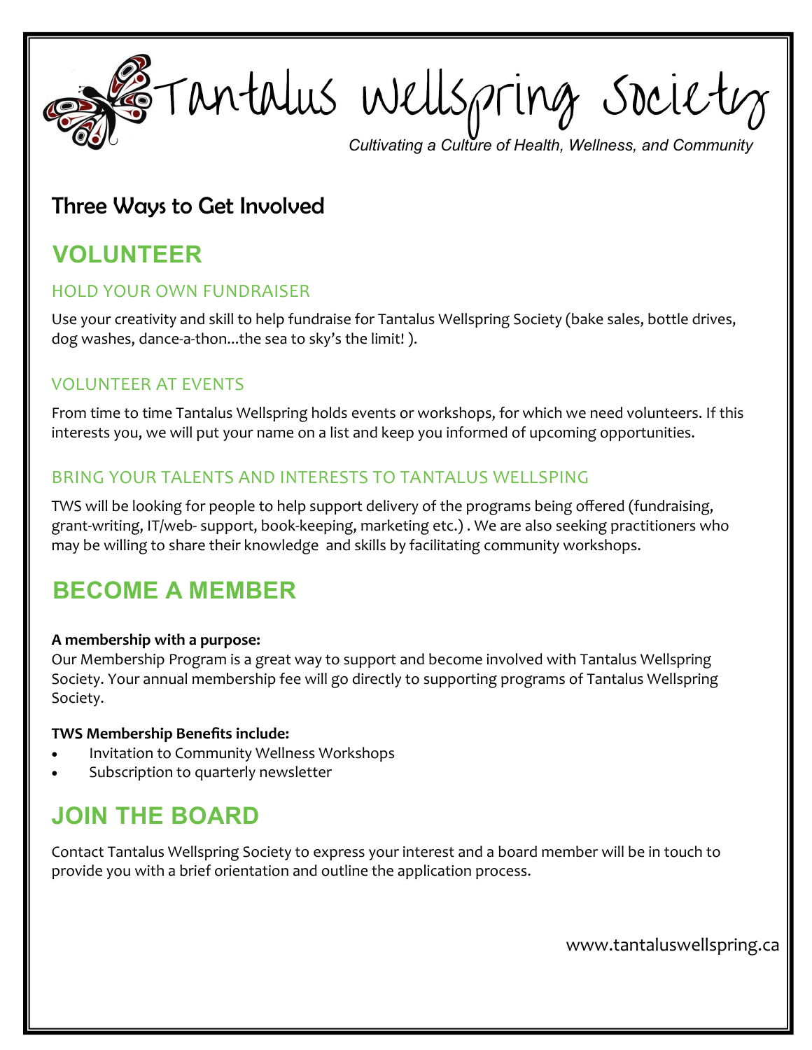# Tantalus Wellspring Society

*Cultivating a Culture of Health, Wellness, and Community*

## Three Ways to Get Involved

## VOLUNTEER

### HOLD YOUR OWN FUNDRAISER

Use your creativity and skill to help fundraise for Tantalus Wellspring Society (bake sales, bottle drives, dog washes, dance-a-thon...the sea to sky's the limit! ).

### VOLUNTEER AT EVENTS

From time to time Tantalus Wellspring holds events or workshops, for which we need volunteers. If this interests you, we will put your name on a list and keep you informed of upcoming opportunities.

### BRING YOUR TALENTS AND INTERESTS TO TANTALUS WELLSPING

TWS will be looking for people to help support delivery of the programs being offered (fundraising, grant-writing, IT/web- support, book-keeping, marketing etc.) . We are also seeking practitioners who may be willing to share their knowledge and skills by facilitating community workshops.

## BECOME A MEMBER

**A membership with a purpose:**
Our Membership Program is a great way to support and become involved with Tantalus Wellspring Society. Your annual membership fee will go directly to supporting programs of Tantalus Wellspring Society.

**TWS Membership Benefits include:**

- Invitation to Community Wellness Workshops
- Subscription to quarterly newsletter

## JOIN THE BOARD

Contact Tantalus Wellspring Society to express your interest and a board member will be in touch to provide you with a brief orientation and outline the application process.

www.tantaluswellspring.ca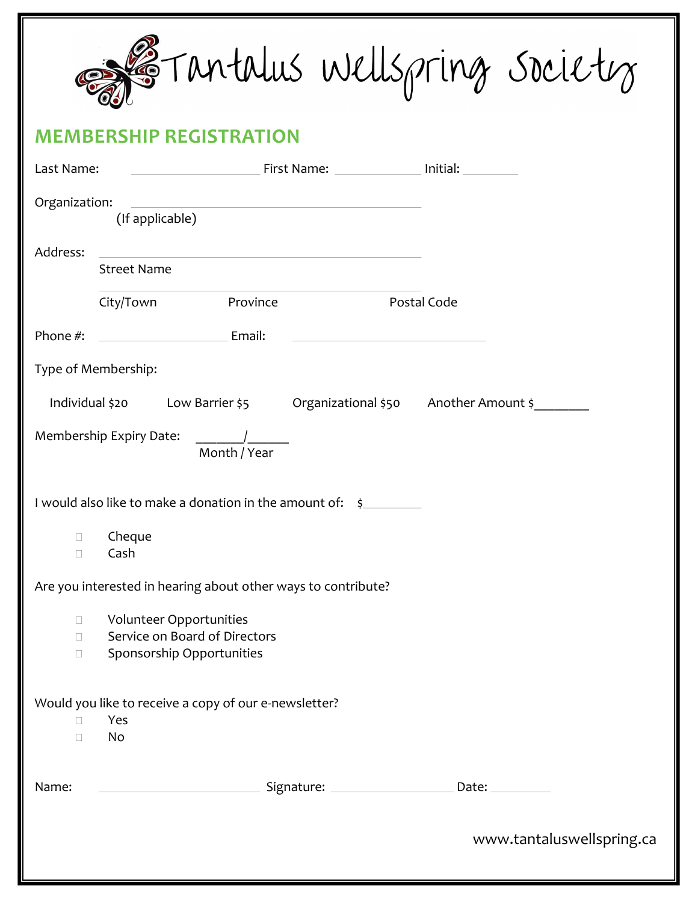Tantalus Wellspring Society

## MEMBERSHIP REGISTRATION

Last Name: ____________________ First Name: ______________ Initial: _________

Organization: ________________________________________
(If applicable)

Address: ________________________________________
Street Name

________________________________________
City/Town Province Postal Code

Phone #: ____________________ Email: ______________________________

Type of Membership:

Individual $20 Low Barrier $5 Organizational $50 Another Amount $________

Membership Expiry Date: _______/______
Month / Year

I would also like to make a donation in the amount of: $_________

- ☐ Cheque
- ☐ Cash

Are you interested in hearing about other ways to contribute?

- ☐ Volunteer Opportunities
- ☐ Service on Board of Directors
- ☐ Sponsorship Opportunities

Would you like to receive a copy of our e-newsletter?

- ☐ Yes
- ☐ No

Name: _________________________ Signature: ___________________ Date: _________

www.tantaluswellspring.ca